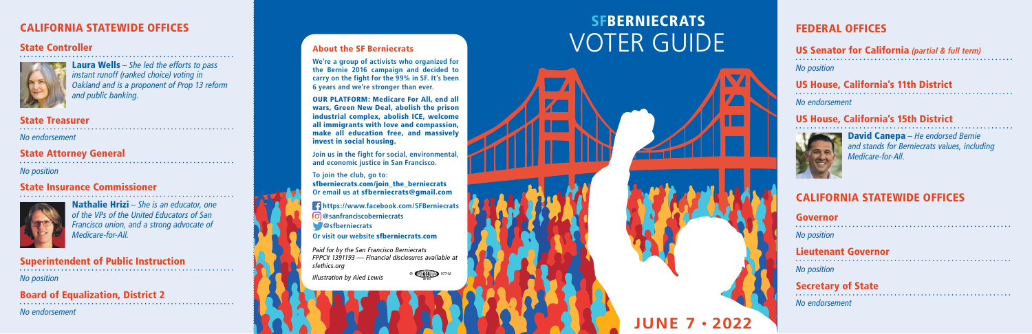# SFBERNIECRATS VOTER GUIDE

## JUNE 7 • 2022

### About the SF Berniecrats

**We're a group of activists who organized for the Bernie 2016 campaign and decided to carry on the fight for the 99% in SF. It's been 6 years and we're stronger than ever.**

**OUR PLATFORM: Medicare For All, end all wars, Green New Deal, abolish the prison industrial complex, abolish ICE, welcome all immigrants with love and compassion, make all education free, and massively invest in social housing.**

**Join us in the fight for social, environmental, and economic justice in San Francisco.**

**To join the club, go to:**
**sfberniecrats.com/join_the_berniecrats**
**Or email us at sfberniecrats@gmail.com**

**https://www.facebook.com/SFBerniecrats**
**@sanfranciscoberniecrats**
**@sfberniecrats**
**Or visit our website sfberniecrats.com**

*Paid for by the San Francisco Berniecrats*
*FPPC# 1391193 — Financial disclosures available at sfethics.org*

*Illustration by Aled Lewis*

## FEDERAL OFFICES

### US Senator for California *(partial & full term)*

*No position*

### US House, California's 11th District

*No endorsement*

### US House, California's 15th District

**David Canepa** – *He endorsed Bernie and stands for Berniecrats values, including Medicare-for-All.*

## CALIFORNIA STATEWIDE OFFICES

### Governor

*No position*

### Lieutenant Governor

*No position*

### Secretary of State

*No endorsement*

### State Controller

**Laura Wells** – *She led the efforts to pass instant runoff (ranked choice) voting in Oakland and is a proponent of Prop 13 reform and public banking.*

### State Treasurer

*No endorsement*

### State Attorney General

*No position*

### State Insurance Commissioner

**Nathalie Hrizi** – *She is an educator, one of the VPs of the United Educators of San Francisco union, and a strong advocate of Medicare-for-All.*

### Superintendent of Public Instruction

*No position*

### Board of Equalization, District 2

*No endorsement*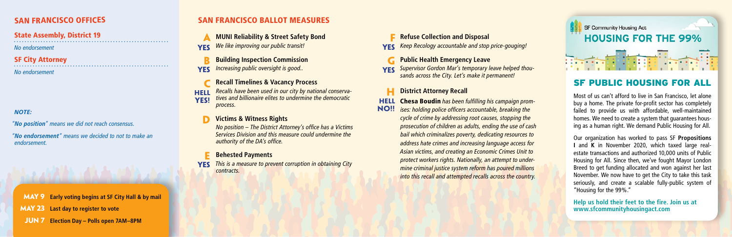## SAN FRANCISCO OFFICES

### State Assembly, District 19

*No endorsement*

### SF City Attorney

*No endorsement*

***NOTE:***

*"**No position**" means we did not reach consensus.*

*"**No endorsement**" means we decided to not to make an endorsement.*

**MAY 9** **Early voting begins at SF City Hall & by mail**

**MAY 23** **Last day to register to vote**

**JUN 7** **Election Day – Polls open 7AM–8PM**

## SAN FRANCISCO BALLOT MEASURES

**A** **MUNI Reliability & Street Safety Bond**

**YES** *We like improving our public transit!*

**B** **Building Inspection Commission**

**YES** *Increasing public oversight is good..*

**C** **Recall Timelines & Vacancy Process**

**HELL YES!** *Recalls have been used in our city by national conservatives and billionaire elites to undermine the democratic process.*

**D** **Victims & Witness Rights**

*No position – The District Attorney's office has a Victims Services Division and this measure could undermine the authority of the DA's office.*

**E** **Behested Payments**

**YES** *This is a measure to prevent corruption in obtaining City contracts.*

**F** **Refuse Collection and Disposal**

**YES** *Keep Recology accountable and stop price-gouging!*

**G** **Public Health Emergency Leave**

**YES** *Supervisor Gordon Mar's temporary leave helped thousands across the City. Let's make it permanent!*

**H** **District Attorney Recall**

**HELL NO!!** **Chesa Boudin** *has been fulfilling his campaign promises: holding police officers accountable, breaking the cycle of crime by addressing root causes, stopping the prosecution of children as adults, ending the use of cash bail which criminalizes poverty, dedicating resources to address hate crimes and increasing language access for Asian victims, and creating an Economic Crimes Unit to protect workers rights. Nationally, an attempt to undermine criminal justice system reform has poured millions into this recall and attempted recalls across the country.*

SF Community Housing Act

**HOUSING FOR THE 99%**

## SF PUBLIC HOUSING FOR ALL

Most of us can't afford to live in San Francisco, let alone buy a home. The private for-profit sector has completely failed to provide us with affordable, well-maintained homes. We need to create a system that guarantees housing as a human right. We demand Public Housing for All.

Our organization has worked to pass SF **Propositions I** and **K** in November 2020, which taxed large real-estate transactions and authorized 10,000 units of Public Housing for All. Since then, we've fought Mayor London Breed to get funding allocated and won against her last November. We now have to get the City to take this task seriously, and create a scalable fully-public system of "Housing for the 99%."

**Help us hold their feet to the fire. Join us at www.sfcommunityhousingact.com**